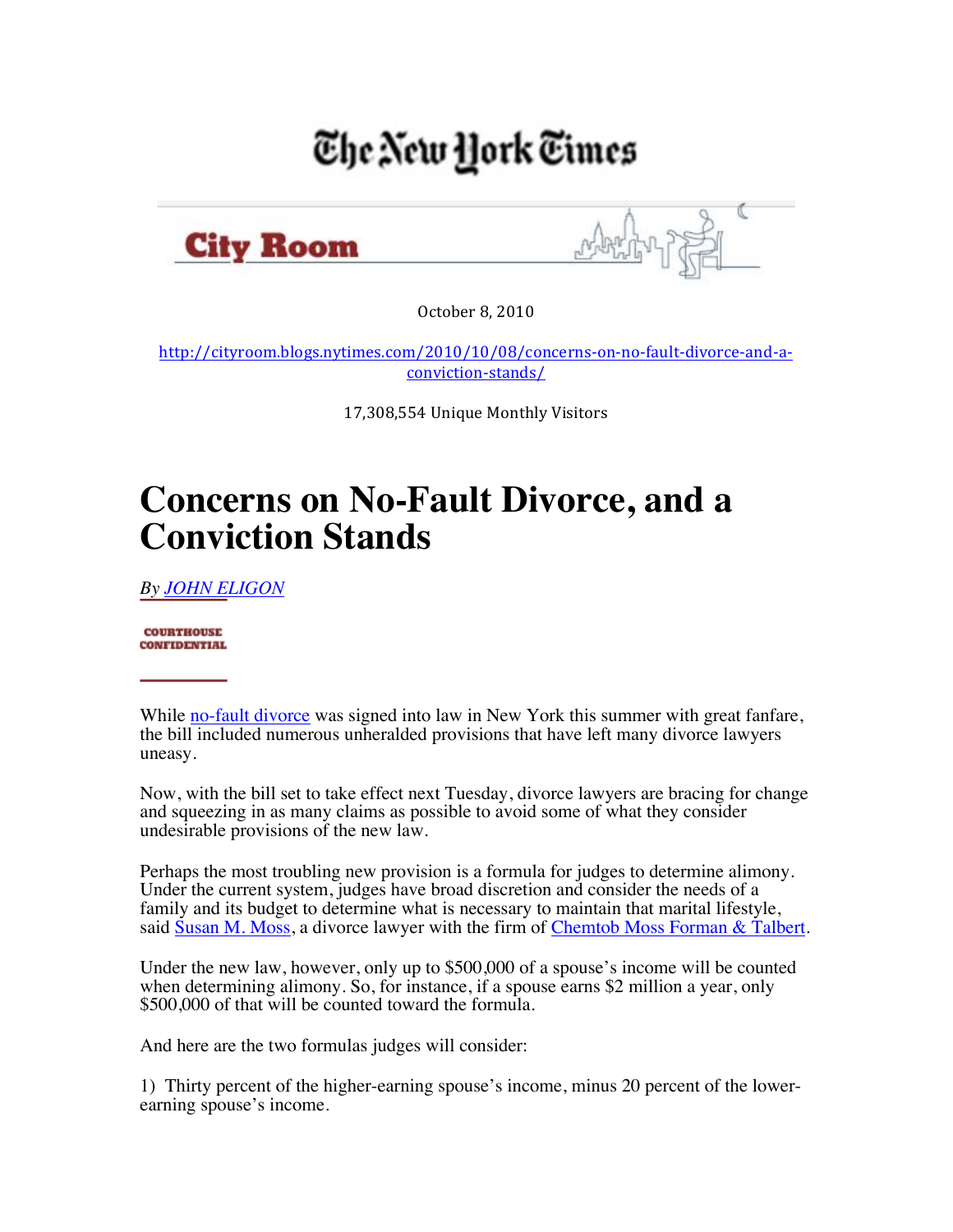The New York Times

City Room

October 8, 2010

http://cityroom.blogs.nytimes.com/2010/10/08/concerns-on-no-fault-divorce-and-a-conviction-stands/

17,308,554 Unique Monthly Visitors

# Concerns on No-Fault Divorce, and a Conviction Stands

*By JOHN ELIGON*

COURTHOUSE CONFIDENTIAL

While no-fault divorce was signed into law in New York this summer with great fanfare, the bill included numerous unheralded provisions that have left many divorce lawyers uneasy.

Now, with the bill set to take effect next Tuesday, divorce lawyers are bracing for change and squeezing in as many claims as possible to avoid some of what they consider undesirable provisions of the new law.

Perhaps the most troubling new provision is a formula for judges to determine alimony. Under the current system, judges have broad discretion and consider the needs of a family and its budget to determine what is necessary to maintain that marital lifestyle, said Susan M. Moss, a divorce lawyer with the firm of Chemtob Moss Forman & Talbert.

Under the new law, however, only up to $500,000 of a spouse's income will be counted when determining alimony. So, for instance, if a spouse earns $2 million a year, only $500,000 of that will be counted toward the formula.

And here are the two formulas judges will consider:

1) Thirty percent of the higher-earning spouse's income, minus 20 percent of the lower-earning spouse's income.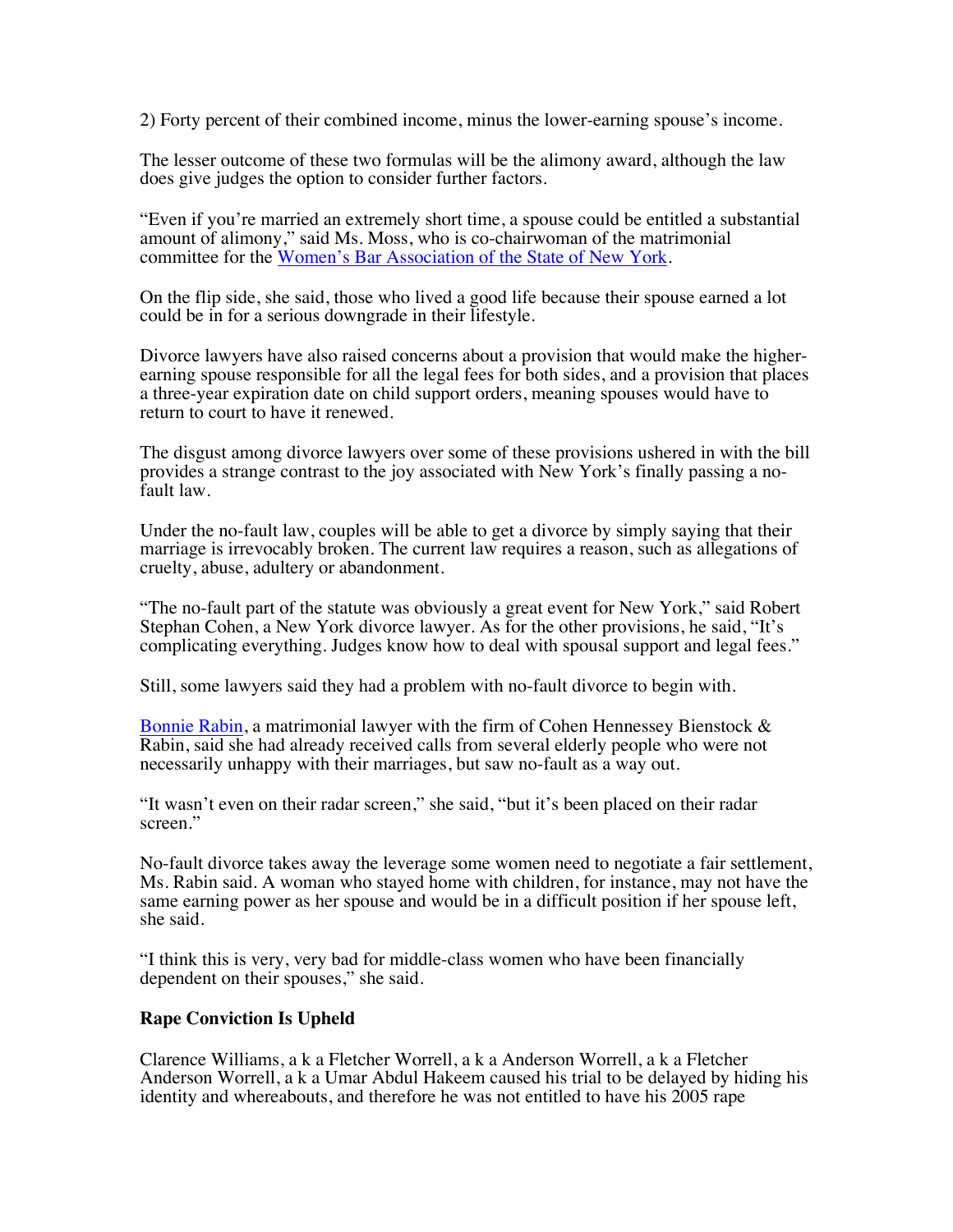2) Forty percent of their combined income, minus the lower-earning spouse's income.

The lesser outcome of these two formulas will be the alimony award, although the law does give judges the option to consider further factors.

"Even if you're married an extremely short time, a spouse could be entitled a substantial amount of alimony," said Ms. Moss, who is co-chairwoman of the matrimonial committee for the [Women's Bar Association of the State of New York](#).

On the flip side, she said, those who lived a good life because their spouse earned a lot could be in for a serious downgrade in their lifestyle.

Divorce lawyers have also raised concerns about a provision that would make the higher-earning spouse responsible for all the legal fees for both sides, and a provision that places a three-year expiration date on child support orders, meaning spouses would have to return to court to have it renewed.

The disgust among divorce lawyers over some of these provisions ushered in with the bill provides a strange contrast to the joy associated with New York's finally passing a no-fault law.

Under the no-fault law, couples will be able to get a divorce by simply saying that their marriage is irrevocably broken. The current law requires a reason, such as allegations of cruelty, abuse, adultery or abandonment.

"The no-fault part of the statute was obviously a great event for New York," said Robert Stephan Cohen, a New York divorce lawyer. As for the other provisions, he said, "It's complicating everything. Judges know how to deal with spousal support and legal fees."

Still, some lawyers said they had a problem with no-fault divorce to begin with.

[Bonnie Rabin](#), a matrimonial lawyer with the firm of Cohen Hennessey Bienstock & Rabin, said she had already received calls from several elderly people who were not necessarily unhappy with their marriages, but saw no-fault as a way out.

"It wasn't even on their radar screen," she said, "but it's been placed on their radar screen."

No-fault divorce takes away the leverage some women need to negotiate a fair settlement, Ms. Rabin said. A woman who stayed home with children, for instance, may not have the same earning power as her spouse and would be in a difficult position if her spouse left, she said.

"I think this is very, very bad for middle-class women who have been financially dependent on their spouses," she said.

**Rape Conviction Is Upheld**

Clarence Williams, a k a Fletcher Worrell, a k a Anderson Worrell, a k a Fletcher Anderson Worrell, a k a Umar Abdul Hakeem caused his trial to be delayed by hiding his identity and whereabouts, and therefore he was not entitled to have his 2005 rape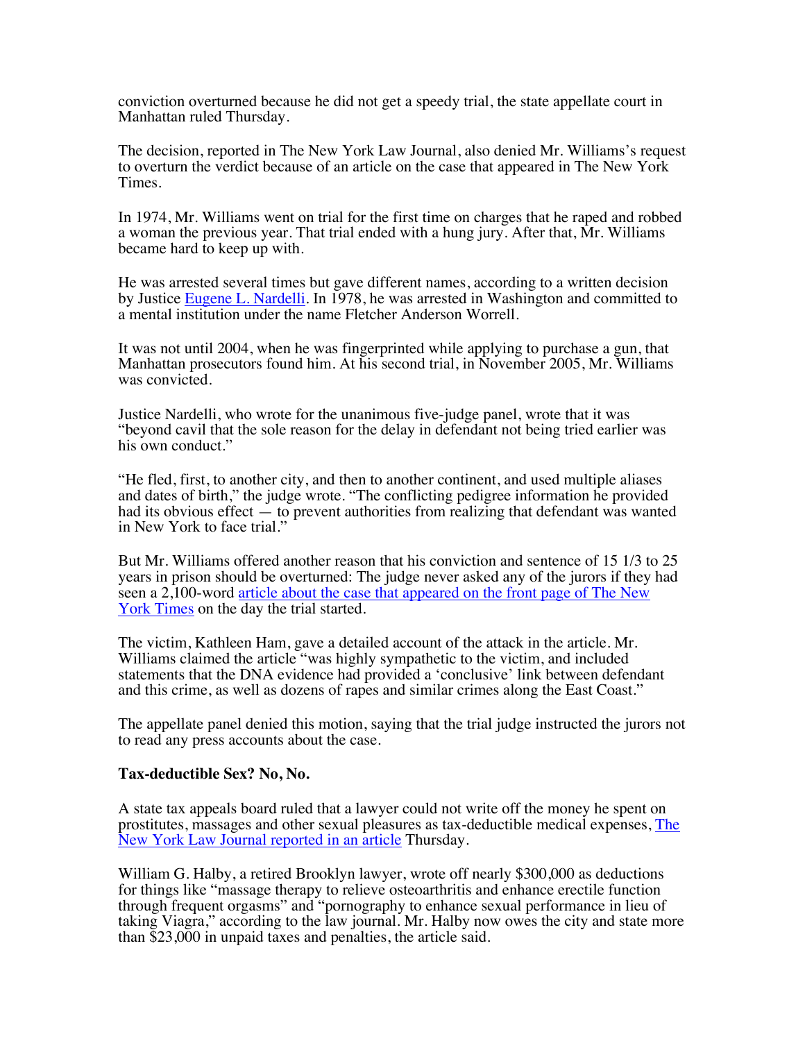conviction overturned because he did not get a speedy trial, the state appellate court in Manhattan ruled Thursday.

The decision, reported in The New York Law Journal, also denied Mr. Williams's request to overturn the verdict because of an article on the case that appeared in The New York Times.

In 1974, Mr. Williams went on trial for the first time on charges that he raped and robbed a woman the previous year. That trial ended with a hung jury. After that, Mr. Williams became hard to keep up with.

He was arrested several times but gave different names, according to a written decision by Justice Eugene L. Nardelli. In 1978, he was arrested in Washington and committed to a mental institution under the name Fletcher Anderson Worrell.

It was not until 2004, when he was fingerprinted while applying to purchase a gun, that Manhattan prosecutors found him. At his second trial, in November 2005, Mr. Williams was convicted.

Justice Nardelli, who wrote for the unanimous five-judge panel, wrote that it was "beyond cavil that the sole reason for the delay in defendant not being tried earlier was his own conduct."

"He fled, first, to another city, and then to another continent, and used multiple aliases and dates of birth," the judge wrote. "The conflicting pedigree information he provided had its obvious effect — to prevent authorities from realizing that defendant was wanted in New York to face trial."

But Mr. Williams offered another reason that his conviction and sentence of 15 1/3 to 25 years in prison should be overturned: The judge never asked any of the jurors if they had seen a 2,100-word article about the case that appeared on the front page of The New York Times on the day the trial started.

The victim, Kathleen Ham, gave a detailed account of the attack in the article. Mr. Williams claimed the article "was highly sympathetic to the victim, and included statements that the DNA evidence had provided a 'conclusive' link between defendant and this crime, as well as dozens of rapes and similar crimes along the East Coast."

The appellate panel denied this motion, saying that the trial judge instructed the jurors not to read any press accounts about the case.

**Tax-deductible Sex? No, No.**

A state tax appeals board ruled that a lawyer could not write off the money he spent on prostitutes, massages and other sexual pleasures as tax-deductible medical expenses, The New York Law Journal reported in an article Thursday.

William G. Halby, a retired Brooklyn lawyer, wrote off nearly $300,000 as deductions for things like "massage therapy to relieve osteoarthritis and enhance erectile function through frequent orgasms" and "pornography to enhance sexual performance in lieu of taking Viagra," according to the law journal. Mr. Halby now owes the city and state more than $23,000 in unpaid taxes and penalties, the article said.